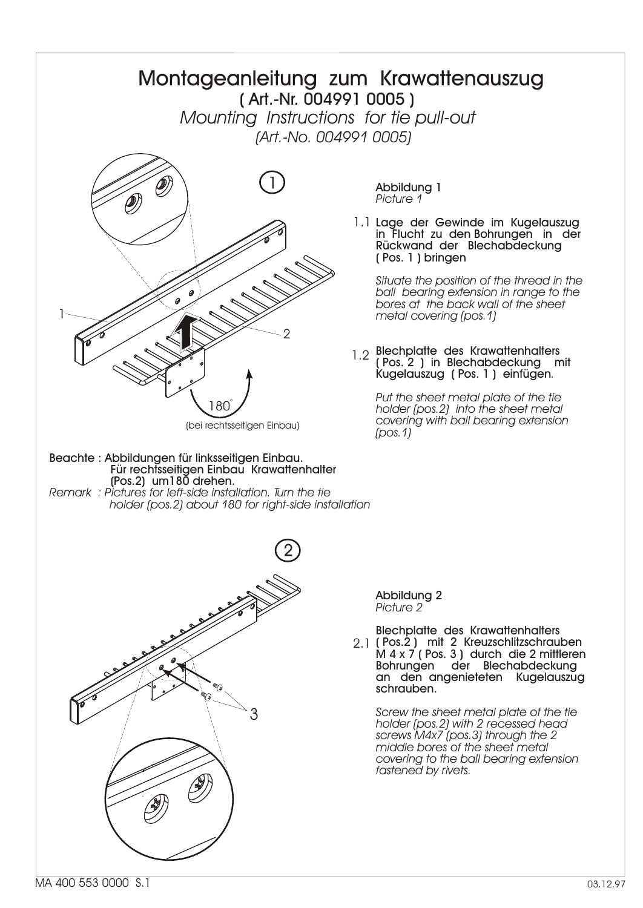# Montageanleitung zum Krawattenauszug

## ( Art.-Nr. 004991 0005 )

*Mounting Instructions for tie pull-out*

*(Art.-No. 004991 0005)*

1

1

2

180°

(bei rechtsseitigen Einbau)

**Abbildung 1**

*Picture 1*

1.1 **Lage der Gewinde im Kugelauszug in Flucht zu den Bohrungen in der Rückwand der Blechabdeckung ( Pos. 1 ) bringen**

*Situate the position of the thread in the ball bearing extension in range to the bores at the back wall of the sheet metal covering (pos.1)*

1.2 **Blechplatte des Krawattenhalters ( Pos. 2 ) in Blechabdeckung mit Kugelauszug ( Pos. 1 ) einfügen.**

*Put the sheet metal plate of the tie holder (pos.2) into the sheet metal covering with ball bearing extension (pos.1)*

**Beachte : Abbildungen für linksseitigen Einbau. Für rechtsseitigen Einbau Krawattenhalter (Pos.2) um180 drehen.**

*Remark : Pictures for left-side installation. Turn the tie holder (pos.2) about 180 for right-side installation*

2

3

**Abbildung 2**

*Picture 2*

2.1 **Blechplatte des Krawattenhalters ( Pos.2 ) mit 2 Kreuzschlitzschrauben M 4 x 7 ( Pos. 3 ) durch die 2 mittleren Bohrungen der Blechabdeckung an den angenieteten Kugelauszug schrauben.**

*Screw the sheet metal plate of the tie holder (pos.2) with 2 recessed head screws M4x7 (pos.3) through the 2 middle bores of the sheet metal covering to the ball bearing extension fastened by rivets.*

MA 400 553 0000 S.1

03.12.97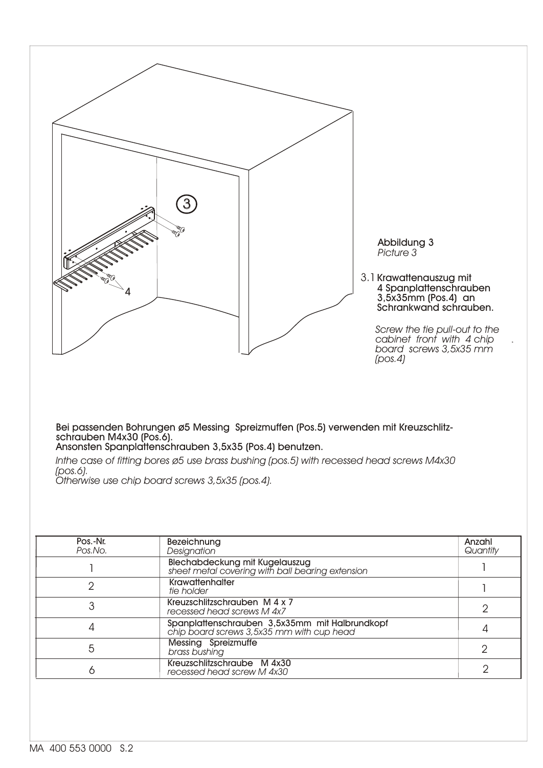**Abbildung 3**
*Picture 3*

3.1 **Krawattenauszug mit 4 Spanplattenschrauben 3,5x35mm (Pos.4) an Schrankwand schrauben.**

*Screw the tie pull-out to the cabinet front with 4 chip board screws 3,5x35 mm (pos.4)*

**Bei passenden Bohrungen ø5 Messing Spreizmuffen (Pos.5) verwenden mit Kreuzschlitzschrauben M4x30 (Pos.6).**
**Ansonsten Spanplattenschrauben 3,5x35 (Pos.4) benutzen.**

*Inthe case of fitting bores ø5 use brass bushing (pos.5) with recessed head screws M4x30 (pos.6).*
*Otherwise use chip board screws 3,5x35 (pos.4).*

| Pos.-Nr. *Pos.No.* | Bezeichnung *Designation* | Anzahl *Quantity* |
|---|---|---|
| 1 | Blechabdeckung mit Kugelauszug *sheet metal covering with ball bearing extension* | 1 |
| 2 | Krawattenhalter *tie holder* | 1 |
| 3 | Kreuzschlitzschrauben M 4 x 7 *recessed head screws M 4x7* | 2 |
| 4 | Spanplattenschrauben 3,5x35mm mit Halbrundkopf *chip board screws 3,5x35 mm with cup head* | 4 |
| 5 | Messing Spreizmuffe *brass bushing* | 2 |
| 6 | Kreuzschlitzschraube M 4x30 *recessed head screw M 4x30* | 2 |

MA 400 553 0000 S.2